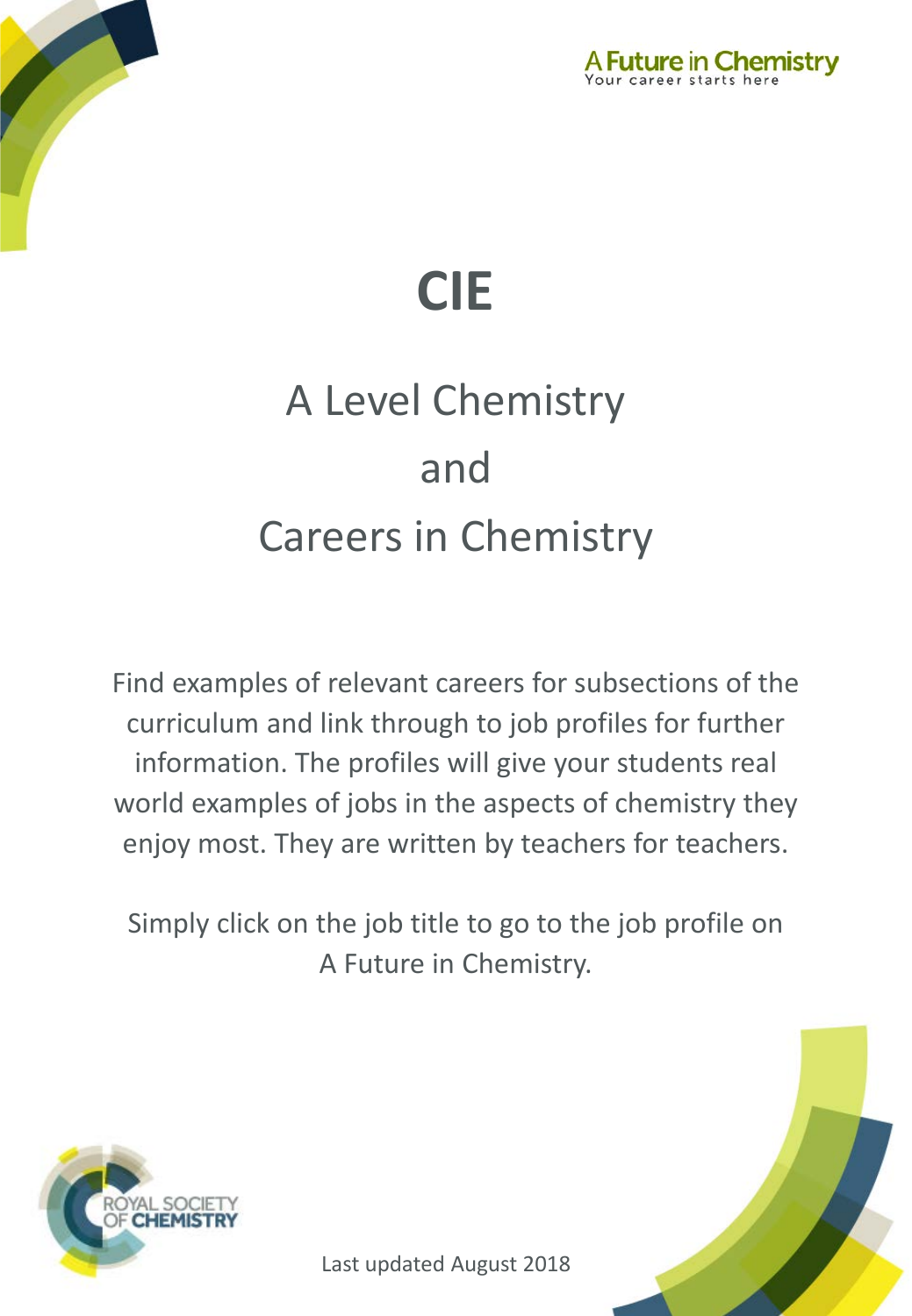A Future in Chemistry
Your career starts here

# CIE

## A Level Chemistry
## and
## Careers in Chemistry

Find examples of relevant careers for subsections of the curriculum and link through to job profiles for further information. The profiles will give your students real world examples of jobs in the aspects of chemistry they enjoy most. They are written by teachers for teachers.

Simply click on the job title to go to the job profile on A Future in Chemistry.

ROYAL SOCIETY OF CHEMISTRY

Last updated August 2018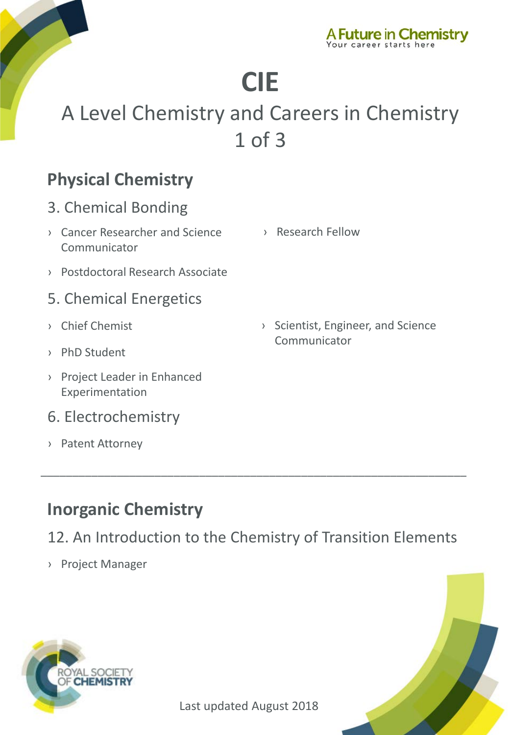# CIE

## A Level Chemistry and Careers in Chemistry 1 of 3

### Physical Chemistry

#### 3. Chemical Bonding

- Cancer Researcher and Science Communicator
- Postdoctoral Research Associate
- Research Fellow

#### 5. Chemical Energetics

- Chief Chemist
- PhD Student
- Project Leader in Enhanced Experimentation
- Scientist, Engineer, and Science Communicator

#### 6. Electrochemistry

- Patent Attorney

---

### Inorganic Chemistry

#### 12. An Introduction to the Chemistry of Transition Elements

- Project Manager

Last updated August 2018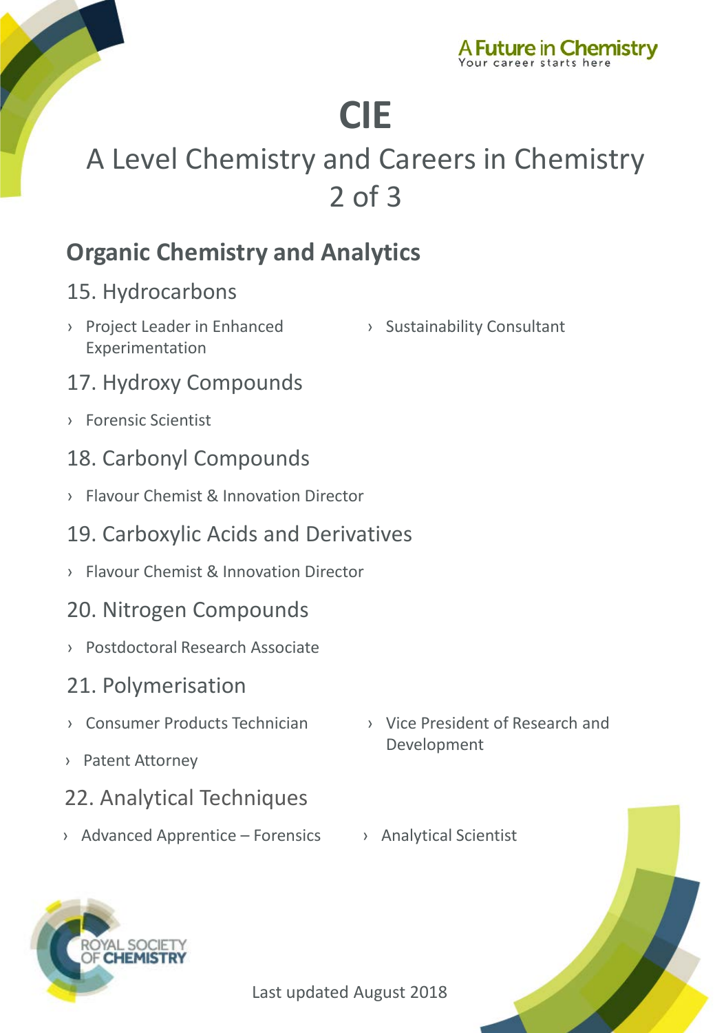A Future in Chemistry
Your career starts here

# CIE

## A Level Chemistry and Careers in Chemistry 2 of 3

## Organic Chemistry and Analytics

### 15. Hydrocarbons

- Project Leader in Enhanced Experimentation
- Sustainability Consultant

### 17. Hydroxy Compounds

- Forensic Scientist

### 18. Carbonyl Compounds

- Flavour Chemist & Innovation Director

### 19. Carboxylic Acids and Derivatives

- Flavour Chemist & Innovation Director

### 20. Nitrogen Compounds

- Postdoctoral Research Associate

### 21. Polymerisation

- Consumer Products Technician
- Patent Attorney
- Vice President of Research and Development

### 22. Analytical Techniques

- Advanced Apprentice – Forensics
- Analytical Scientist

ROYAL SOCIETY OF CHEMISTRY

Last updated August 2018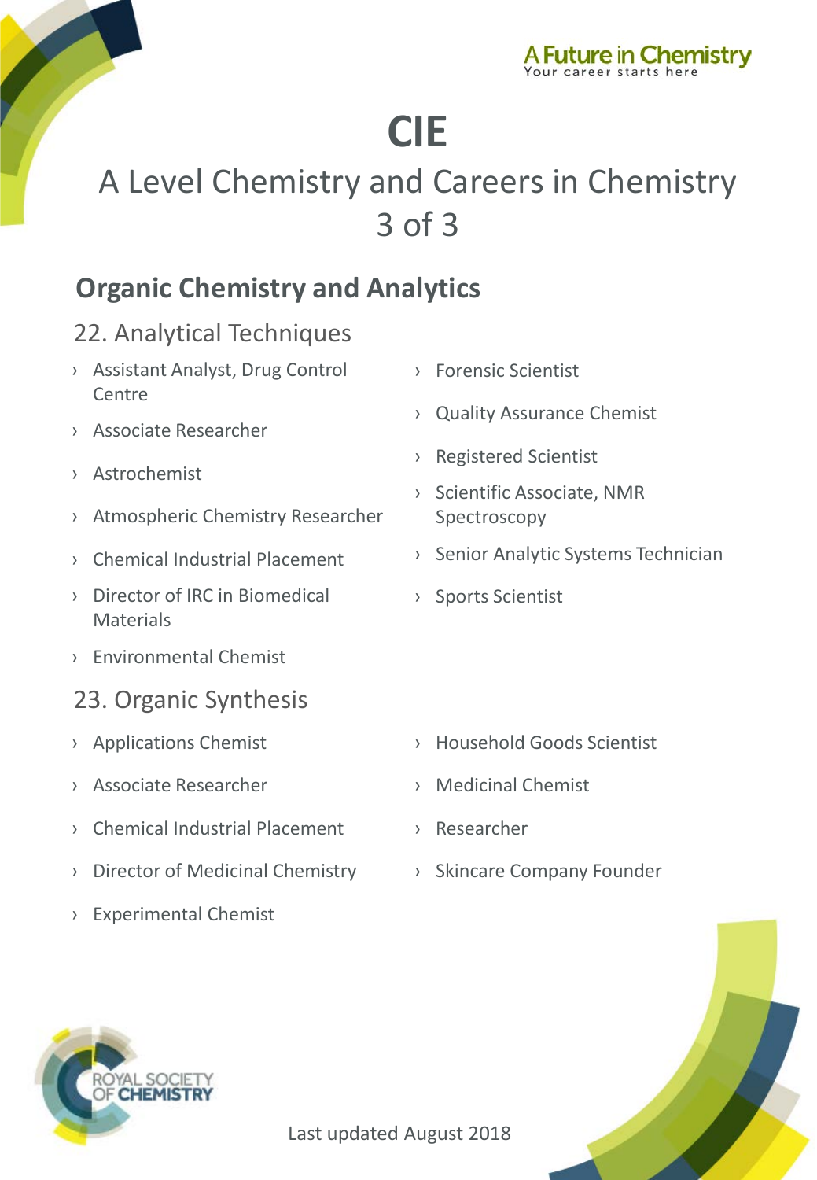# CIE

## A Level Chemistry and Careers in Chemistry 3 of 3

### Organic Chemistry and Analytics

#### 22. Analytical Techniques

- Assistant Analyst, Drug Control Centre
- Associate Researcher
- Astrochemist
- Atmospheric Chemistry Researcher
- Chemical Industrial Placement
- Director of IRC in Biomedical Materials
- Environmental Chemist
- Forensic Scientist
- Quality Assurance Chemist
- Registered Scientist
- Scientific Associate, NMR Spectroscopy
- Senior Analytic Systems Technician
- Sports Scientist

#### 23. Organic Synthesis

- Applications Chemist
- Associate Researcher
- Chemical Industrial Placement
- Director of Medicinal Chemistry
- Experimental Chemist
- Household Goods Scientist
- Medicinal Chemist
- Researcher
- Skincare Company Founder

Last updated August 2018